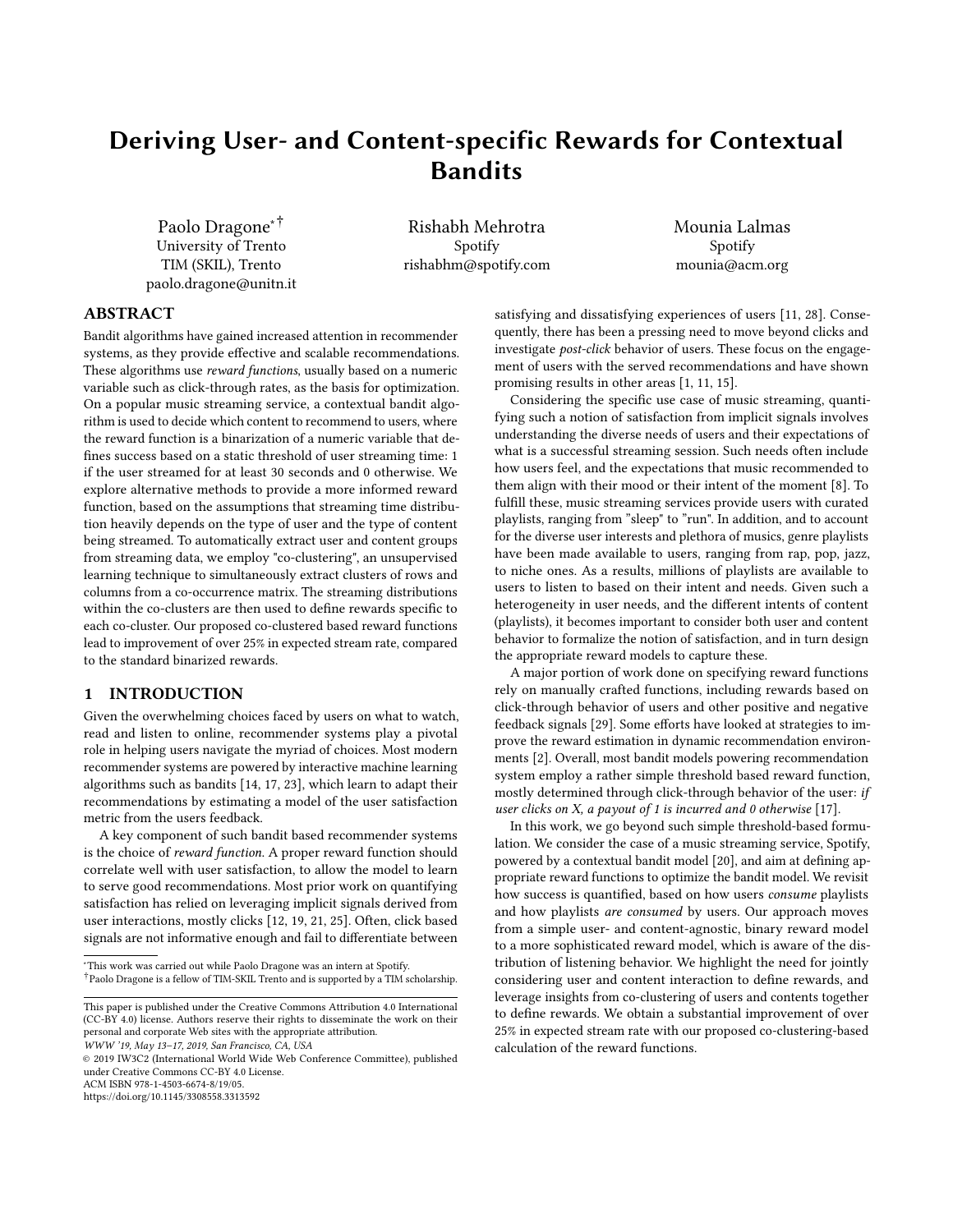# Deriving User- and Content-specific Rewards for Contextual Bandits

Paolo Dragone[*,†]
University of Trento
TIM (SKIL), Trento
paolo.dragone@unitn.it

Rishabh Mehrotra
Spotify
rishabhm@spotify.com

Mounia Lalmas
Spotify
mounia@acm.org

## ABSTRACT

Bandit algorithms have gained increased attention in recommender systems, as they provide effective and scalable recommendations. These algorithms use *reward functions*, usually based on a numeric variable such as click-through rates, as the basis for optimization. On a popular music streaming service, a contextual bandit algorithm is used to decide which content to recommend to users, where the reward function is a binarization of a numeric variable that defines success based on a static threshold of user streaming time: 1 if the user streamed for at least 30 seconds and 0 otherwise. We explore alternative methods to provide a more informed reward function, based on the assumptions that streaming time distribution heavily depends on the type of user and the type of content being streamed. To automatically extract user and content groups from streaming data, we employ "co-clustering", an unsupervised learning technique to simultaneously extract clusters of rows and columns from a co-occurrence matrix. The streaming distributions within the co-clusters are then used to define rewards specific to each co-cluster. Our proposed co-clustered based reward functions lead to improvement of over 25% in expected stream rate, compared to the standard binarized rewards.

## 1 INTRODUCTION

Given the overwhelming choices faced by users on what to watch, read and listen to online, recommender systems play a pivotal role in helping users navigate the myriad of choices. Most modern recommender systems are powered by interactive machine learning algorithms such as bandits [14, 17, 23], which learn to adapt their recommendations by estimating a model of the user satisfaction metric from the users feedback.

A key component of such bandit based recommender systems is the choice of *reward function*. A proper reward function should correlate well with user satisfaction, to allow the model to learn to serve good recommendations. Most prior work on quantifying satisfaction has relied on leveraging implicit signals derived from user interactions, mostly clicks [12, 19, 21, 25]. Often, click based signals are not informative enough and fail to differentiate between satisfying and dissatisfying experiences of users [11, 28]. Consequently, there has been a pressing need to move beyond clicks and investigate *post-click* behavior of users. These focus on the engagement of users with the served recommendations and have shown promising results in other areas [1, 11, 15].

Considering the specific use case of music streaming, quantifying such a notion of satisfaction from implicit signals involves understanding the diverse needs of users and their expectations of what is a successful streaming session. Such needs often include how users feel, and the expectations that music recommended to them align with their mood or their intent of the moment [8]. To fulfill these, music streaming services provide users with curated playlists, ranging from "sleep" to "run". In addition, and to account for the diverse user interests and plethora of musics, genre playlists have been made available to users, ranging from rap, pop, jazz, to niche ones. As a results, millions of playlists are available to users to listen to based on their intent and needs. Given such a heterogeneity in user needs, and the different intents of content (playlists), it becomes important to consider both user and content behavior to formalize the notion of satisfaction, and in turn design the appropriate reward models to capture these.

A major portion of work done on specifying reward functions rely on manually crafted functions, including rewards based on click-through behavior of users and other positive and negative feedback signals [29]. Some efforts have looked at strategies to improve the reward estimation in dynamic recommendation environments [2]. Overall, most bandit models powering recommendation system employ a rather simple threshold based reward function, mostly determined through click-through behavior of the user: *if user clicks on X, a payout of 1 is incurred and 0 otherwise* [17].

In this work, we go beyond such simple threshold-based formulation. We consider the case of a music streaming service, Spotify, powered by a contextual bandit model [20], and aim at defining appropriate reward functions to optimize the bandit model. We revisit how success is quantified, based on how users *consume* playlists and how playlists *are consumed* by users. Our approach moves from a simple user- and content-agnostic, binary reward model to a more sophisticated reward model, which is aware of the distribution of listening behavior. We highlight the need for jointly considering user and content interaction to define rewards, and leverage insights from co-clustering of users and contents together to define rewards. We obtain a substantial improvement of over 25% in expected stream rate with our proposed co-clustering-based calculation of the reward functions.

[*] This work was carried out while Paolo Dragone was an intern at Spotify.
[†] Paolo Dragone is a fellow of TIM-SKIL Trento and is supported by a TIM scholarship.

This paper is published under the Creative Commons Attribution 4.0 International (CC-BY 4.0) license. Authors reserve their rights to disseminate the work on their personal and corporate Web sites with the appropriate attribution.
*WWW '19, May 13–17, 2019, San Francisco, CA, USA*
© 2019 IW3C2 (International World Wide Web Conference Committee), published under Creative Commons CC-BY 4.0 License.
ACM ISBN 978-1-4503-6674-8/19/05.
https://doi.org/10.1145/3308558.3313592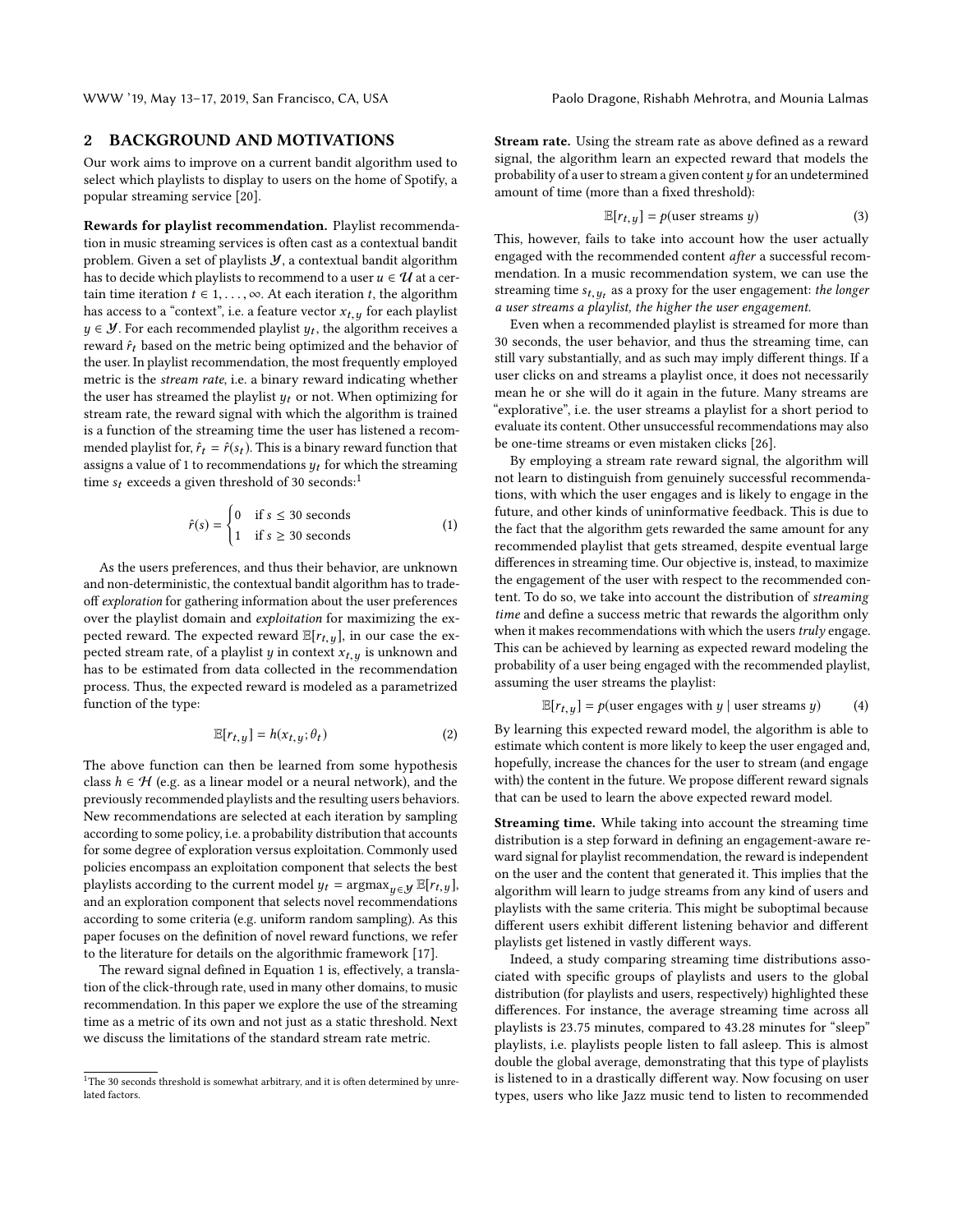## 2 BACKGROUND AND MOTIVATIONS

Our work aims to improve on a current bandit algorithm used to select which playlists to display to users on the home of Spotify, a popular streaming service [20].

**Rewards for playlist recommendation.** Playlist recommendation in music streaming services is often cast as a contextual bandit problem. Given a set of playlists $\mathcal{Y}$, a contextual bandit algorithm has to decide which playlists to recommend to a user $u \in \mathcal{U}$ at a certain time iteration $t \in 1, \ldots, \infty$. At each iteration $t$, the algorithm has access to a "context", i.e. a feature vector $x_{t,y}$ for each playlist $y \in \mathcal{Y}$. For each recommended playlist $y_t$, the algorithm receives a reward $\hat{r}_t$ based on the metric being optimized and the behavior of the user. In playlist recommendation, the most frequently employed metric is the *stream rate*, i.e. a binary reward indicating whether the user has streamed the playlist $y_t$ or not. When optimizing for stream rate, the reward signal with which the algorithm is trained is a function of the streaming time the user has listened a recommended playlist for, $\hat{r}_t = \hat{r}(s_t)$. This is a binary reward function that assigns a value of 1 to recommendations $y_t$ for which the streaming time $s_t$ exceeds a given threshold of 30 seconds:[1]

$$\hat{r}(s) = \begin{cases} 0 & \text{if } s \leq 30 \text{ seconds} \\ 1 & \text{if } s \geq 30 \text{ seconds} \end{cases} \tag{1}$$

As the users preferences, and thus their behavior, are unknown and non-deterministic, the contextual bandit algorithm has to tradeoff *exploration* for gathering information about the user preferences over the playlist domain and *exploitation* for maximizing the expected reward. The expected reward $\mathbb{E}[r_{t,y}]$, in our case the expected stream rate, of a playlist $y$ in context $x_{t,y}$ is unknown and has to be estimated from data collected in the recommendation process. Thus, the expected reward is modeled as a parametrized function of the type:

$$\mathbb{E}[r_{t,y}] = h(x_{t,y}; \theta_t) \tag{2}$$

The above function can then be learned from some hypothesis class $h \in \mathcal{H}$ (e.g. as a linear model or a neural network), and the previously recommended playlists and the resulting users behaviors. New recommendations are selected at each iteration by sampling according to some policy, i.e. a probability distribution that accounts for some degree of exploration versus exploitation. Commonly used policies encompass an exploitation component that selects the best playlists according to the current model $y_t = \text{argmax}_{y \in \mathcal{Y}} \mathbb{E}[r_{t,y}]$, and an exploration component that selects novel recommendations according to some criteria (e.g. uniform random sampling). As this paper focuses on the definition of novel reward functions, we refer to the literature for details on the algorithmic framework [17].

The reward signal defined in Equation 1 is, effectively, a translation of the click-through rate, used in many other domains, to music recommendation. In this paper we explore the use of the streaming time as a metric of its own and not just as a static threshold. Next we discuss the limitations of the standard stream rate metric.

[1] The 30 seconds threshold is somewhat arbitrary, and it is often determined by unrelated factors.

**Stream rate.** Using the stream rate as above defined as a reward signal, the algorithm learn an expected reward that models the probability of a user to stream a given content $y$ for an undetermined amount of time (more than a fixed threshold):

$$\mathbb{E}[r_{t,y}] = p(\text{user streams } y) \tag{3}$$

This, however, fails to take into account how the user actually engaged with the recommended content *after* a successful recommendation. In a music recommendation system, we can use the streaming time $s_{t,y_t}$ as a proxy for the user engagement: *the longer a user streams a playlist, the higher the user engagement.*

Even when a recommended playlist is streamed for more than 30 seconds, the user behavior, and thus the streaming time, can still vary substantially, and as such may imply different things. If a user clicks on and streams a playlist once, it does not necessarily mean he or she will do it again in the future. Many streams are "explorative", i.e. the user streams a playlist for a short period to evaluate its content. Other unsuccessful recommendations may also be one-time streams or even mistaken clicks [26].

By employing a stream rate reward signal, the algorithm will not learn to distinguish from genuinely successful recommendations, with which the user engages and is likely to engage in the future, and other kinds of uninformative feedback. This is due to the fact that the algorithm gets rewarded the same amount for any recommended playlist that gets streamed, despite eventual large differences in streaming time. Our objective is, instead, to maximize the engagement of the user with respect to the recommended content. To do so, we take into account the distribution of *streaming time* and define a success metric that rewards the algorithm only when it makes recommendations with which the users *truly* engage. This can be achieved by learning as expected reward modeling the probability of a user being engaged with the recommended playlist, assuming the user streams the playlist:

$$\mathbb{E}[r_{t,y}] = p(\text{user engages with } y \mid \text{user streams } y) \tag{4}$$

By learning this expected reward model, the algorithm is able to estimate which content is more likely to keep the user engaged and, hopefully, increase the chances for the user to stream (and engage with) the content in the future. We propose different reward signals that can be used to learn the above expected reward model.

**Streaming time.** While taking into account the streaming time distribution is a step forward in defining an engagement-aware reward signal for playlist recommendation, the reward is independent on the user and the content that generated it. This implies that the algorithm will learn to judge streams from any kind of users and playlists with the same criteria. This might be suboptimal because different users exhibit different listening behavior and different playlists get listened in vastly different ways.

Indeed, a study comparing streaming time distributions associated with specific groups of playlists and users to the global distribution (for playlists and users, respectively) highlighted these differences. For instance, the average streaming time across all playlists is 23.75 minutes, compared to 43.28 minutes for "sleep" playlists, i.e. playlists people listen to fall asleep. This is almost double the global average, demonstrating that this type of playlists is listened to in a drastically different way. Now focusing on user types, users who like Jazz music tend to listen to recommended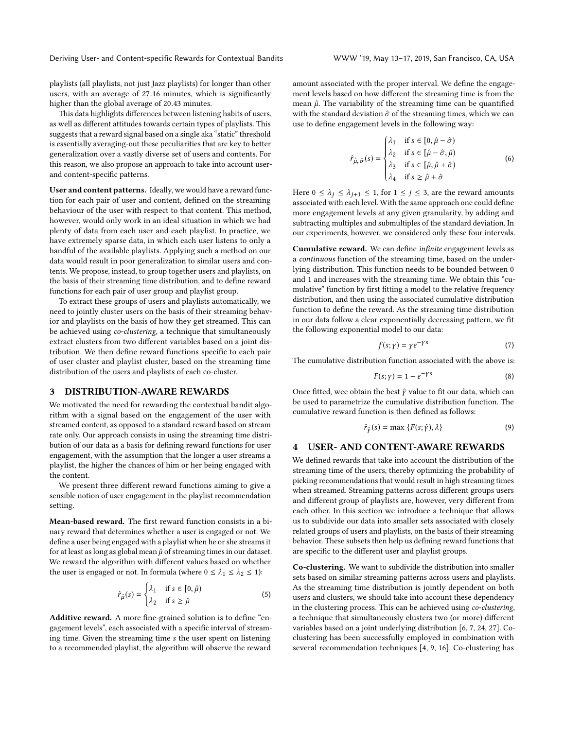playlists (all playlists, not just Jazz playlists) for longer than other users, with an average of 27.16 minutes, which is significantly higher than the global average of 20.43 minutes.

This data highlights differences between listening habits of users, as well as different attitudes towards certain types of playlists. This suggests that a reward signal based on a single aka "static" threshold is essentially averaging-out these peculiarities that are key to better generalization over a vastly diverse set of users and contents. For this reason, we also propose an approach to take into account user- and content-specific patterns.

**User and content patterns.** Ideally, we would have a reward function for each pair of user and content, defined on the streaming behaviour of the user with respect to that content. This method, however, would only work in an ideal situation in which we had plenty of data from each user and each playlist. In practice, we have extremely sparse data, in which each user listens to only a handful of the available playlists. Applying such a method on our data would result in poor generalization to similar users and contents. We propose, instead, to group together users and playlists, on the basis of their streaming time distribution, and to define reward functions for each pair of user group and playlist group.

To extract these groups of users and playlists automatically, we need to jointly cluster users on the basis of their streaming behavior and playlists on the basis of how they get streamed. This can be achieved using *co-clustering*, a technique that simultaneously extract clusters from two different variables based on a joint distribution. We then define reward functions specific to each pair of user cluster and playlist cluster, based on the streaming time distribution of the users and playlists of each co-cluster.

## 3 DISTRIBUTION-AWARE REWARDS

We motivated the need for rewarding the contextual bandit algorithm with a signal based on the engagement of the user with streamed content, as opposed to a standard reward based on stream rate only. Our approach consists in using the streaming time distribution of our data as a basis for defining reward functions for user engagement, with the assumption that the longer a user streams a playlist, the higher the chances of him or her being engaged with the content.

We present three different reward functions aiming to give a sensible notion of user engagement in the playlist recommendation setting.

**Mean-based reward.** The first reward function consists in a binary reward that determines whether a user is engaged or not. We define a user being engaged with a playlist when he or she streams it for at least as long as global mean $\hat{\mu}$ of streaming times in our dataset. We reward the algorithm with different values based on whether the user is engaged or not. In formula (where $0 \leq \lambda_1 \leq \lambda_2 \leq 1$):

$$\hat{r}_{\hat{\mu}}(s) = \begin{cases} \lambda_1 & \text{if } s \in [0, \hat{\mu}) \\ \lambda_2 & \text{if } s \geq \hat{\mu} \end{cases} \tag{5}$$

**Additive reward.** A more fine-grained solution is to define "engagement levels", each associated with a specific interval of streaming time. Given the streaming time $s$ the user spent on listening to a recommended playlist, the algorithm will observe the reward amount associated with the proper interval. We define the engagement levels based on how different the streaming time is from the mean $\hat{\mu}$. The variability of the streaming time can be quantified with the standard deviation $\hat{\sigma}$ of the streaming times, which we can use to define engagement levels in the following way:

$$\hat{r}_{\hat{\mu},\hat{\sigma}}(s) = \begin{cases} \lambda_1 & \text{if } s \in [0, \hat{\mu} - \hat{\sigma}) \\ \lambda_2 & \text{if } s \in [\hat{\mu} - \hat{\sigma}, \hat{\mu}) \\ \lambda_3 & \text{if } s \in [\hat{\mu}, \hat{\mu} + \hat{\sigma}) \\ \lambda_4 & \text{if } s \geq \hat{\mu} + \hat{\sigma} \end{cases} \tag{6}$$

Here $0 \leq \lambda_j \leq \lambda_{j+1} \leq 1$, for $1 \leq j \leq 3$, are the reward amounts associated with each level. With the same approach one could define more engagement levels at any given granularity, by adding and subtracting multiples and submultiples of the standard deviation. In our experiments, however, we considered only these four intervals.

**Cumulative reward.** We can define *infinite* engagement levels as a *continuous* function of the streaming time, based on the underlying distribution. This function needs to be bounded between 0 and 1 and increases with the streaming time. We obtain this "cumulative" function by first fitting a model to the relative frequency distribution, and then using the associated cumulative distribution function to define the reward. As the streaming time distribution in our data follow a clear exponentially decreasing pattern, we fit the following exponential model to our data:

$$f(s; \gamma) = \gamma e^{-\gamma s} \tag{7}$$

The cumulative distribution function associated with the above is:

$$F(s; \gamma) = 1 - e^{-\gamma s} \tag{8}$$

Once fitted, wee obtain the best $\hat{\gamma}$ value to fit our data, which can be used to parametrize the cumulative distribution function. The cumulative reward function is then defined as follows:

$$\hat{r}_{\hat{\gamma}}(s) = \max \{F(s; \hat{\gamma}), \lambda\} \tag{9}$$

## 4 USER- AND CONTENT-AWARE REWARDS

We defined rewards that take into account the distribution of the streaming time of the users, thereby optimizing the probability of picking recommendations that would result in high streaming times when streamed. Streaming patterns across different groups users and different group of playlists are, however, very different from each other. In this section we introduce a technique that allows us to subdivide our data into smaller sets associated with closely related groups of users and playlists, on the basis of their streaming behavior. These subsets then help us defining reward functions that are specific to the different user and playlist groups.

**Co-clustering.** We want to subdivide the distribution into smaller sets based on similar streaming patterns across users and playlists. As the streaming time distribution is jointly dependent on both users and clusters, we should take into account these dependency in the clustering process. This can be achieved using *co-clustering*, a technique that simultaneously clusters two (or more) different variables based on a joint underlying distribution [6, 7, 24, 27]. Co-clustering has been successfully employed in combination with several recommendation techniques [4, 9, 16]. Co-clustering has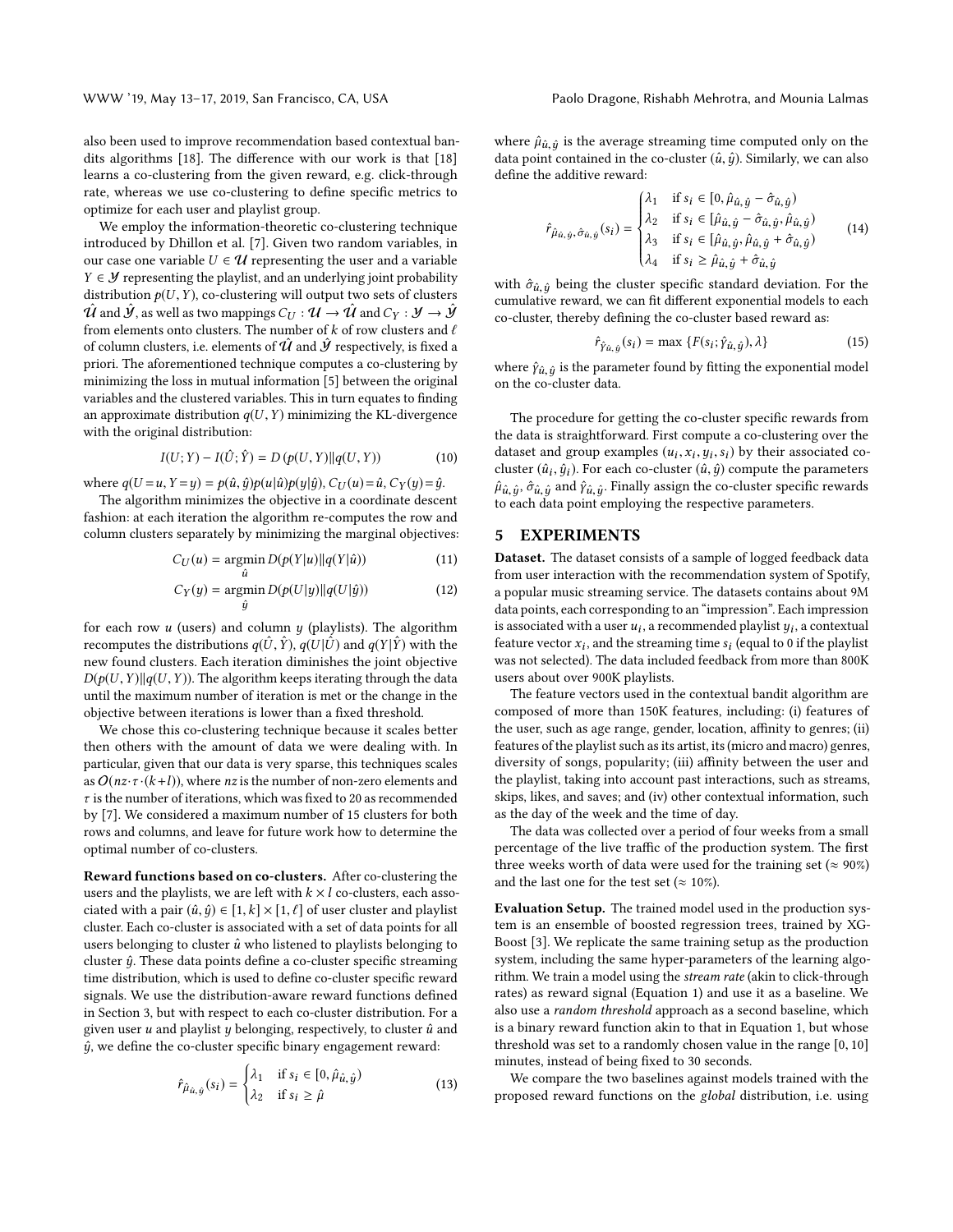also been used to improve recommendation based contextual bandits algorithms [18]. The difference with our work is that [18] learns a co-clustering from the given reward, e.g. click-through rate, whereas we use co-clustering to define specific metrics to optimize for each user and playlist group.

We employ the information-theoretic co-clustering technique introduced by Dhillon et al. [7]. Given two random variables, in our case one variable $U \in \mathcal{U}$ representing the user and a variable $Y \in \mathcal{Y}$ representing the playlist, and an underlying joint probability distribution $p(U, Y)$, co-clustering will output two sets of clusters $\hat{\mathcal{U}}$ and $\hat{\mathcal{Y}}$, as well as two mappings $C_U : \mathcal{U} \to \hat{\mathcal{U}}$ and $C_Y : \mathcal{Y} \to \hat{\mathcal{Y}}$ from elements onto clusters. The number of $k$ of row clusters and $\ell$ of column clusters, i.e. elements of $\hat{\mathcal{U}}$ and $\hat{\mathcal{Y}}$ respectively, is fixed a priori. The aforementioned technique computes a co-clustering by minimizing the loss in mutual information [5] between the original variables and the clustered variables. This in turn equates to finding an approximate distribution $q(U, Y)$ minimizing the KL-divergence with the original distribution:

$$I(U; Y) - I(\hat{U}; \hat{Y}) = D\left(p(U, Y) \| q(U, Y)\right) \tag{10}$$

where $q(U = u, Y = y) = p(\hat{u}, \hat{y}) p(u|\hat{u}) p(y|\hat{y})$, $C_U(u) = \hat{u}$, $C_Y(y) = \hat{y}$.

The algorithm minimizes the objective in a coordinate descent fashion: at each iteration the algorithm re-computes the row and column clusters separately by minimizing the marginal objectives:

$$C_U(u) = \operatorname*{argmin}_{\hat{u}} D(p(Y|u) \| q(Y|\hat{u})) \tag{11}$$

$$C_Y(y) = \operatorname*{argmin}_{\hat{y}} D(p(U|y) \| q(U|\hat{y})) \tag{12}$$

for each row $u$ (users) and column $y$ (playlists). The algorithm recomputes the distributions $q(\hat{U}, \hat{Y})$, $q(U|\hat{U})$ and $q(Y|\hat{Y})$ with the new found clusters. Each iteration diminishes the joint objective $D(p(U, Y) \| q(U, Y))$. The algorithm keeps iterating through the data until the maximum number of iteration is met or the change in the objective between iterations is lower than a fixed threshold.

We chose this co-clustering technique because it scales better then others with the amount of data we were dealing with. In particular, given that our data is very sparse, this techniques scales as $O(nz \cdot \tau \cdot (k + l))$, where $nz$ is the number of non-zero elements and $\tau$ is the number of iterations, which was fixed to 20 as recommended by [7]. We considered a maximum number of 15 clusters for both rows and columns, and leave for future work how to determine the optimal number of co-clusters.

**Reward functions based on co-clusters.** After co-clustering the users and the playlists, we are left with $k \times l$ co-clusters, each associated with a pair $(\hat{u}, \hat{y}) \in [1, k] \times [1, \ell]$ of user cluster and playlist cluster. Each co-cluster is associated with a set of data points for all users belonging to cluster $\hat{u}$ who listened to playlists belonging to cluster $\hat{y}$. These data points define a co-cluster specific streaming time distribution, which is used to define co-cluster specific reward signals. We use the distribution-aware reward functions defined in Section 3, but with respect to each co-cluster distribution. For a given user $u$ and playlist $y$ belonging, respectively, to cluster $\hat{u}$ and $\hat{y}$, we define the co-cluster specific binary engagement reward:

$$\hat{r}_{\hat{\mu}_{\hat{u},\hat{y}}}(s_i) = \begin{cases} \lambda_1 & \text{if } s_i \in [0, \hat{\mu}_{\hat{u},\hat{y}}) \\ \lambda_2 & \text{if } s_i \geq \hat{\mu} \end{cases} \tag{13}$$

where $\hat{\mu}_{\hat{u},\hat{y}}$ is the average streaming time computed only on the data point contained in the co-cluster $(\hat{u}, \hat{y})$. Similarly, we can also define the additive reward:

$$\hat{r}_{\hat{\mu}_{\hat{u},\hat{y}}, \hat{\sigma}_{\hat{u},\hat{y}}}(s_i) = \begin{cases} \lambda_1 & \text{if } s_i \in [0, \hat{\mu}_{\hat{u},\hat{y}} - \hat{\sigma}_{\hat{u},\hat{y}}) \\ \lambda_2 & \text{if } s_i \in [\hat{\mu}_{\hat{u},\hat{y}} - \hat{\sigma}_{\hat{u},\hat{y}}, \hat{\mu}_{\hat{u},\hat{y}}) \\ \lambda_3 & \text{if } s_i \in [\hat{\mu}_{\hat{u},\hat{y}}, \hat{\mu}_{\hat{u},\hat{y}} + \hat{\sigma}_{\hat{u},\hat{y}}) \\ \lambda_4 & \text{if } s_i \geq \hat{\mu}_{\hat{u},\hat{y}} + \hat{\sigma}_{\hat{u},\hat{y}} \end{cases} \tag{14}$$

with $\hat{\sigma}_{\hat{u},\hat{y}}$ being the cluster specific standard deviation. For the cumulative reward, we can fit different exponential models to each co-cluster, thereby defining the co-cluster based reward as:

$$\hat{r}_{\hat{\gamma}_{\hat{u},\hat{y}}}(s_i) = \max\left\{F(s_i; \hat{\gamma}_{\hat{u},\hat{y}}), \lambda\right\} \tag{15}$$

where $\hat{\gamma}_{\hat{u},\hat{y}}$ is the parameter found by fitting the exponential model on the co-cluster data.

The procedure for getting the co-cluster specific rewards from the data is straightforward. First compute a co-clustering over the dataset and group examples $(u_i, x_i, y_i, s_i)$ by their associated co-cluster $(\hat{u}_i, \hat{y}_i)$. For each co-cluster $(\hat{u}, \hat{y})$ compute the parameters $\hat{\mu}_{\hat{u},\hat{y}}$, $\hat{\sigma}_{\hat{u},\hat{y}}$ and $\hat{\gamma}_{\hat{u},\hat{y}}$. Finally assign the co-cluster specific rewards to each data point employing the respective parameters.

## 5 EXPERIMENTS

**Dataset.** The dataset consists of a sample of logged feedback data from user interaction with the recommendation system of Spotify, a popular music streaming service. The datasets contains about 9M data points, each corresponding to an "impression". Each impression is associated with a user $u_i$, a recommended playlist $y_i$, a contextual feature vector $x_i$, and the streaming time $s_i$ (equal to 0 if the playlist was not selected). The data included feedback from more than 800K users about over 900K playlists.

The feature vectors used in the contextual bandit algorithm are composed of more than 150K features, including: (i) features of the user, such as age range, gender, location, affinity to genres; (ii) features of the playlist such as its artist, its (micro and macro) genres, diversity of songs, popularity; (iii) affinity between the user and the playlist, taking into account past interactions, such as streams, skips, likes, and saves; and (iv) other contextual information, such as the day of the week and the time of day.

The data was collected over a period of four weeks from a small percentage of the live traffic of the production system. The first three weeks worth of data were used for the training set ($\approx$ 90%) and the last one for the test set ($\approx$ 10%).

**Evaluation Setup.** The trained model used in the production system is an ensemble of boosted regression trees, trained by XGBoost [3]. We replicate the same training setup as the production system, including the same hyper-parameters of the learning algorithm. We train a model using the *stream rate* (akin to click-through rates) as reward signal (Equation 1) and use it as a baseline. We also use a *random threshold* approach as a second baseline, which is a binary reward function akin to that in Equation 1, but whose threshold was set to a randomly chosen value in the range [0, 10] minutes, instead of being fixed to 30 seconds.

We compare the two baselines against models trained with the proposed reward functions on the *global* distribution, i.e. using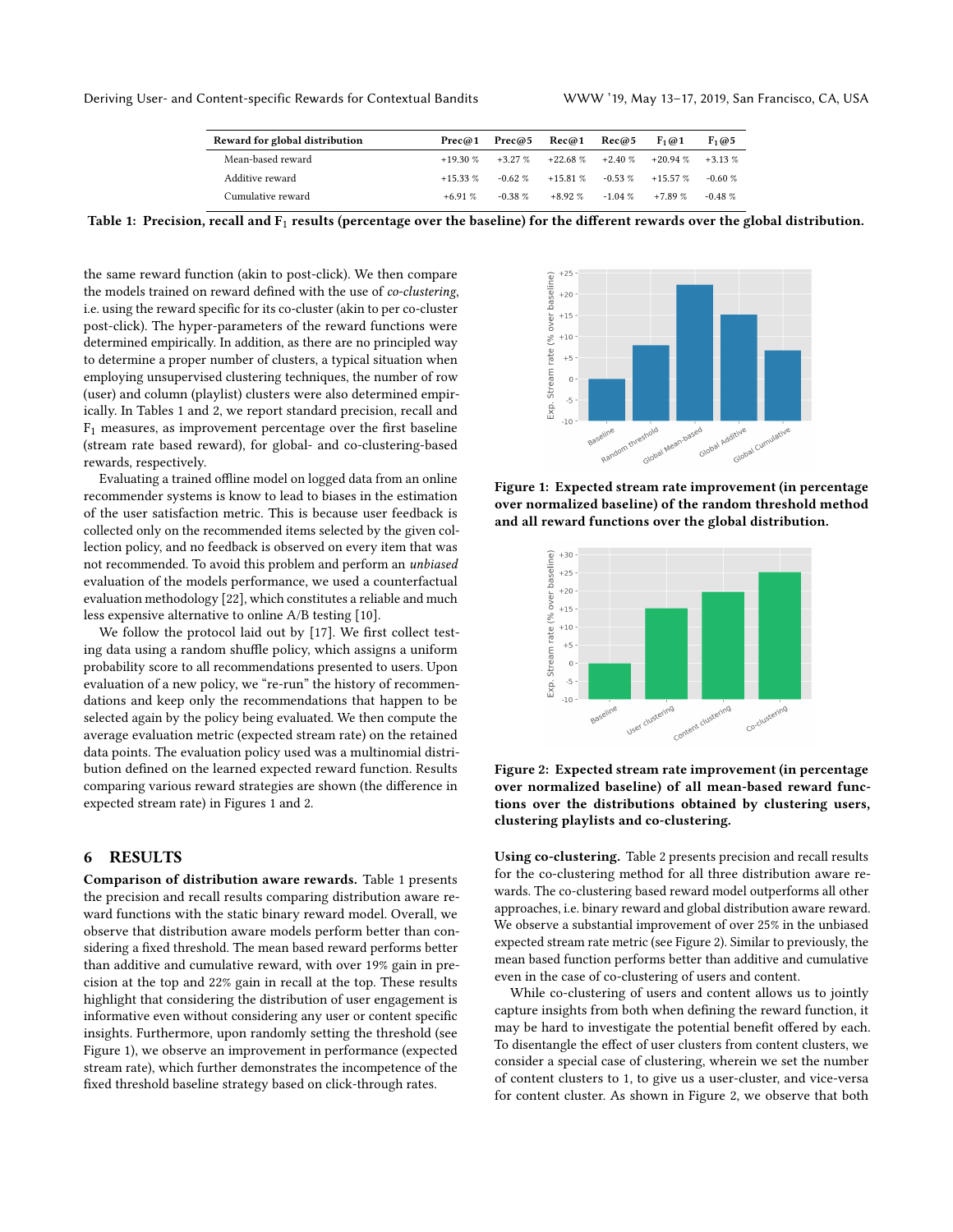| Reward for global distribution | Prec@1 | Prec@5 | Rec@1 | Rec@5 | $F_1$@1 | $F_1$@5 |
|---|---|---|---|---|---|---|
| Mean-based reward | +19.30 % | +3.27 % | +22.68 % | +2.40 % | +20.94 % | +3.13 % |
| Additive reward | +15.33 % | -0.62 % | +15.81 % | -0.53 % | +15.57 % | -0.60 % |
| Cumulative reward | +6.91 % | -0.38 % | +8.92 % | -1.04 % | +7.89 % | -0.48 % |

**Table 1: Precision, recall and $F_1$ results (percentage over the baseline) for the different rewards over the global distribution.**

the same reward function (akin to post-click). We then compare the models trained on reward defined with the use of *co-clustering*, i.e. using the reward specific for its co-cluster (akin to per co-cluster post-click). The hyper-parameters of the reward functions were determined empirically. In addition, as there are no principled way to determine a proper number of clusters, a typical situation when employing unsupervised clustering techniques, the number of row (user) and column (playlist) clusters were also determined empirically. In Tables 1 and 2, we report standard precision, recall and $F_1$ measures, as improvement percentage over the first baseline (stream rate based reward), for global- and co-clustering-based rewards, respectively.

Evaluating a trained offline model on logged data from an online recommender systems is know to lead to biases in the estimation of the user satisfaction metric. This is because user feedback is collected only on the recommended items selected by the given collection policy, and no feedback is observed on every item that was not recommended. To avoid this problem and perform an *unbiased* evaluation of the models performance, we used a counterfactual evaluation methodology [22], which constitutes a reliable and much less expensive alternative to online A/B testing [10].

We follow the protocol laid out by [17]. We first collect testing data using a random shuffle policy, which assigns a uniform probability score to all recommendations presented to users. Upon evaluation of a new policy, we "re-run" the history of recommendations and keep only the recommendations that happen to be selected again by the policy being evaluated. We then compute the average evaluation metric (expected stream rate) on the retained data points. The evaluation policy used was a multinomial distribution defined on the learned expected reward function. Results comparing various reward strategies are shown (the difference in expected stream rate) in Figures 1 and 2.

**Figure 1: Expected stream rate improvement (in percentage over normalized baseline) of the random threshold method and all reward functions over the global distribution.**

**Figure 2: Expected stream rate improvement (in percentage over normalized baseline) of all mean-based reward functions over the distributions obtained by clustering users, clustering playlists and co-clustering.**

## 6 RESULTS

**Comparison of distribution aware rewards.** Table 1 presents the precision and recall results comparing distribution aware reward functions with the static binary reward model. Overall, we observe that distribution aware models perform better than considering a fixed threshold. The mean based reward performs better than additive and cumulative reward, with over 19% gain in precision at the top and 22% gain in recall at the top. These results highlight that considering the distribution of user engagement is informative even without considering any user or content specific insights. Furthermore, upon randomly setting the threshold (see Figure 1), we observe an improvement in performance (expected stream rate), which further demonstrates the incompetence of the fixed threshold baseline strategy based on click-through rates.

**Using co-clustering.** Table 2 presents precision and recall results for the co-clustering method for all three distribution aware rewards. The co-clustering based reward model outperforms all other approaches, i.e. binary reward and global distribution aware reward. We observe a substantial improvement of over 25% in the unbiased expected stream rate metric (see Figure 2). Similar to previously, the mean based function performs better than additive and cumulative even in the case of co-clustering of users and content.

While co-clustering of users and content allows us to jointly capture insights from both when defining the reward function, it may be hard to investigate the potential benefit offered by each. To disentangle the effect of user clusters from content clusters, we consider a special case of clustering, wherein we set the number of content clusters to 1, to give us a user-cluster, and vice-versa for content cluster. As shown in Figure 2, we observe that both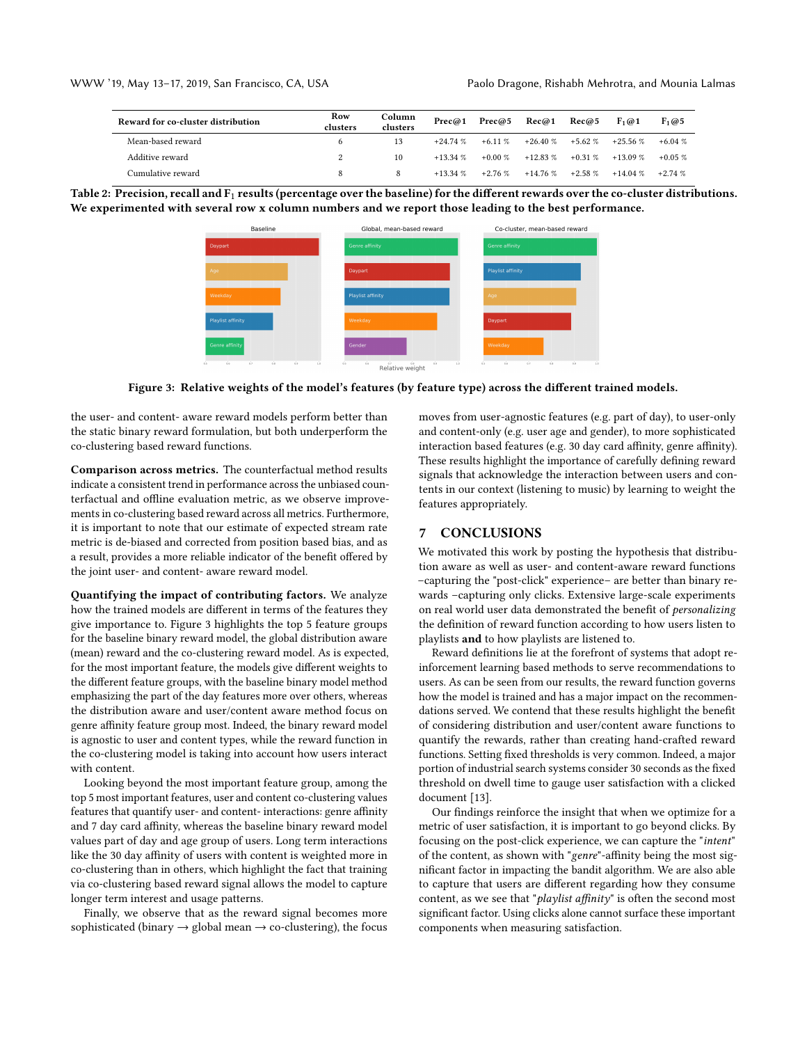| Reward for co-cluster distribution | Row clusters | Column clusters | Prec@1 | Prec@5 | Rec@1 | Rec@5 | $F_1$@1 | $F_1$@5 |
|---|---|---|---|---|---|---|---|---|
| Mean-based reward | 6 | 13 | +24.74 % | +6.11 % | +26.40 % | +5.62 % | +25.56 % | +6.04 % |
| Additive reward | 2 | 10 | +13.34 % | +0.00 % | +12.83 % | +0.31 % | +13.09 % | +0.05 % |
| Cumulative reward | 8 | 8 | +13.34 % | +2.76 % | +14.76 % | +2.58 % | +14.04 % | +2.74 % |

**Table 2: Precision, recall and $F_1$ results (percentage over the baseline) for the different rewards over the co-cluster distributions. We experimented with several row x column numbers and we report those leading to the best performance.**

**Figure 3: Relative weights of the model's features (by feature type) across the different trained models.**

the user- and content- aware reward models perform better than the static binary reward formulation, but both underperform the co-clustering based reward functions.

**Comparison across metrics.** The counterfactual method results indicate a consistent trend in performance across the unbiased counterfactual and offline evaluation metric, as we observe improvements in co-clustering based reward across all metrics. Furthermore, it is important to note that our estimate of expected stream rate metric is de-biased and corrected from position based bias, and as a result, provides a more reliable indicator of the benefit offered by the joint user- and content- aware reward model.

**Quantifying the impact of contributing factors.** We analyze how the trained models are different in terms of the features they give importance to. Figure 3 highlights the top 5 feature groups for the baseline binary reward model, the global distribution aware (mean) reward and the co-clustering reward model. As is expected, for the most important feature, the models give different weights to the different feature groups, with the baseline binary model method emphasizing the part of the day features more over others, whereas the distribution aware and user/content aware method focus on genre affinity feature group most. Indeed, the binary reward model is agnostic to user and content types, while the reward function in the co-clustering model is taking into account how users interact with content.

Looking beyond the most important feature group, among the top 5 most important features, user and content co-clustering values features that quantify user- and content- interactions: genre affinity and 7 day card affinity, whereas the baseline binary reward model values part of day and age group of users. Long term interactions like the 30 day affinity of users with content is weighted more in co-clustering than in others, which highlight the fact that training via co-clustering based reward signal allows the model to capture longer term interest and usage patterns.

Finally, we observe that as the reward signal becomes more sophisticated (binary → global mean → co-clustering), the focus moves from user-agnostic features (e.g. part of day), to user-only and content-only (e.g. user age and gender), to more sophisticated interaction based features (e.g. 30 day card affinity, genre affinity). These results highlight the importance of carefully defining reward signals that acknowledge the interaction between users and contents in our context (listening to music) by learning to weight the features appropriately.

## 7 CONCLUSIONS

We motivated this work by posting the hypothesis that distribution aware as well as user- and content-aware reward functions –capturing the "post-click" experience– are better than binary rewards –capturing only clicks. Extensive large-scale experiments on real world user data demonstrated the benefit of *personalizing* the definition of reward function according to how users listen to playlists **and** to how playlists are listened to.

Reward definitions lie at the forefront of systems that adopt reinforcement learning based methods to serve recommendations to users. As can be seen from our results, the reward function governs how the model is trained and has a major impact on the recommendations served. We contend that these results highlight the benefit of considering distribution and user/content aware functions to quantify the rewards, rather than creating hand-crafted reward functions. Setting fixed thresholds is very common. Indeed, a major portion of industrial search systems consider 30 seconds as the fixed threshold on dwell time to gauge user satisfaction with a clicked document [13].

Our findings reinforce the insight that when we optimize for a metric of user satisfaction, it is important to go beyond clicks. By focusing on the post-click experience, we can capture the "*intent*" of the content, as shown with "*genre*"-affinity being the most significant factor in impacting the bandit algorithm. We are also able to capture that users are different regarding how they consume content, as we see that "*playlist affinity*" is often the second most significant factor. Using clicks alone cannot surface these important components when measuring satisfaction.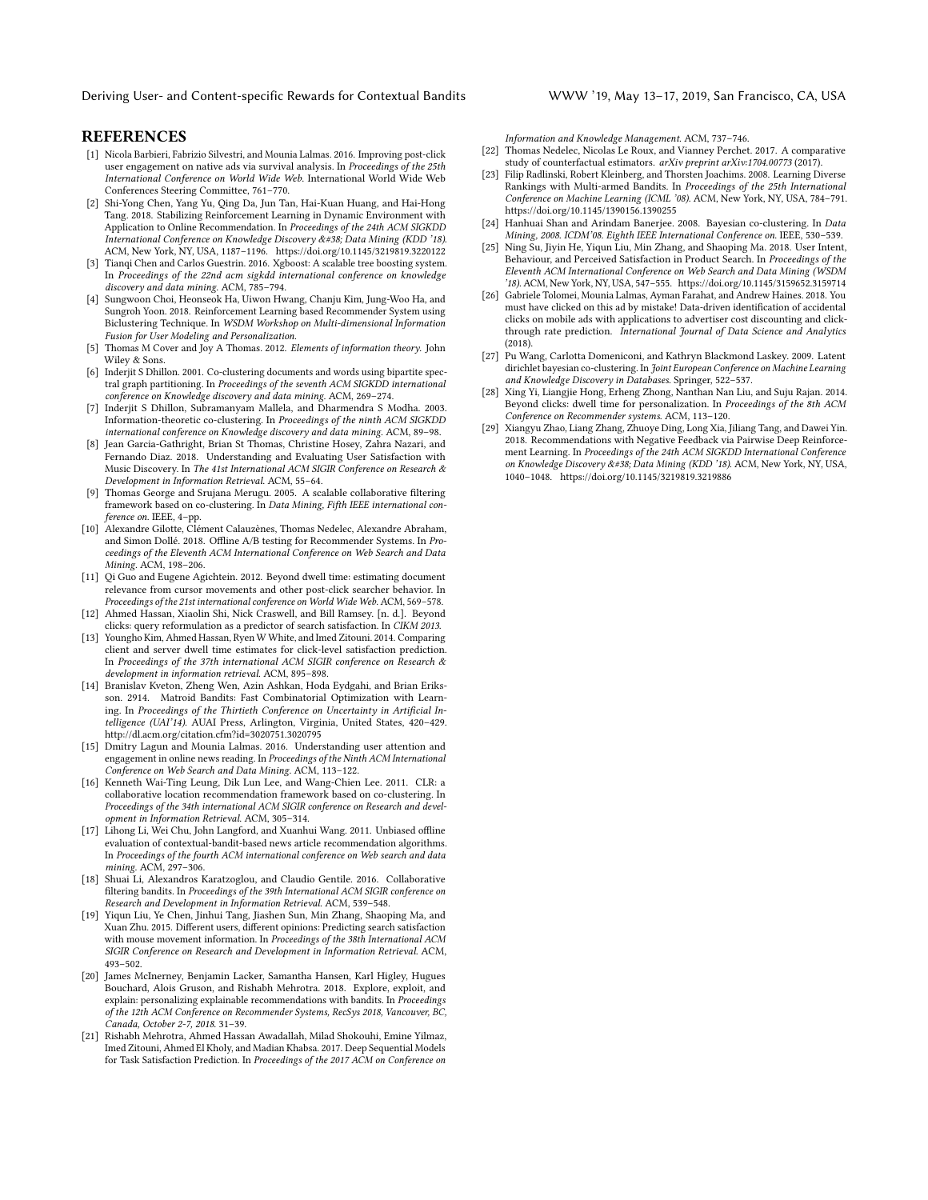## REFERENCES

[1] Nicola Barbieri, Fabrizio Silvestri, and Mounia Lalmas. 2016. Improving post-click user engagement on native ads via survival analysis. In *Proceedings of the 25th International Conference on World Wide Web*. International World Wide Web Conferences Steering Committee, 761–770.

[2] Shi-Yong Chen, Yang Yu, Qing Da, Jun Tan, Hai-Kuan Huang, and Hai-Hong Tang. 2018. Stabilizing Reinforcement Learning in Dynamic Environment with Application to Online Recommendation. In *Proceedings of the 24th ACM SIGKDD International Conference on Knowledge Discovery &#38; Data Mining (KDD '18)*. ACM, New York, NY, USA, 1187–1196. https://doi.org/10.1145/3219819.3220122

[3] Tianqi Chen and Carlos Guestrin. 2016. Xgboost: A scalable tree boosting system. In *Proceedings of the 22nd acm sigkdd international conference on knowledge discovery and data mining*. ACM, 785–794.

[4] Sungwoon Choi, Heonseok Ha, Uiwon Hwang, Chanju Kim, Jung-Woo Ha, and Sungroh Yoon. 2018. Reinforcement Learning based Recommender System using Biclustering Technique. In *WSDM Workshop on Multi-dimensional Information Fusion for User Modeling and Personalization*.

[5] Thomas M Cover and Joy A Thomas. 2012. *Elements of information theory*. John Wiley & Sons.

[6] Inderjit S Dhillon. 2001. Co-clustering documents and words using bipartite spectral graph partitioning. In *Proceedings of the seventh ACM SIGKDD international conference on Knowledge discovery and data mining*. ACM, 269–274.

[7] Inderjit S Dhillon, Subramanyam Mallela, and Dharmendra S Modha. 2003. Information-theoretic co-clustering. In *Proceedings of the ninth ACM SIGKDD international conference on Knowledge discovery and data mining*. ACM, 89–98.

[8] Jean Garcia-Gathright, Brian St Thomas, Christine Hosey, Zahra Nazari, and Fernando Diaz. 2018. Understanding and Evaluating User Satisfaction with Music Discovery. In *The 41st International ACM SIGIR Conference on Research & Development in Information Retrieval*. ACM, 55–64.

[9] Thomas George and Srujana Merugu. 2005. A scalable collaborative filtering framework based on co-clustering. In *Data Mining, Fifth IEEE international conference on*. IEEE, 4–pp.

[10] Alexandre Gilotte, Clément Calauzènes, Thomas Nedelec, Alexandre Abraham, and Simon Dollé. 2018. Offline A/B testing for Recommender Systems. In *Proceedings of the Eleventh ACM International Conference on Web Search and Data Mining*. ACM, 198–206.

[11] Qi Guo and Eugene Agichtein. 2012. Beyond dwell time: estimating document relevance from cursor movements and other post-click searcher behavior. In *Proceedings of the 21st international conference on World Wide Web*. ACM, 569–578.

[12] Ahmed Hassan, Xiaolin Shi, Nick Craswell, and Bill Ramsey. [n. d.]. Beyond clicks: query reformulation as a predictor of search satisfaction. In *CIKM 2013*.

[13] Youngho Kim, Ahmed Hassan, Ryen W White, and Imed Zitouni. 2014. Comparing client and server dwell time estimates for click-level satisfaction prediction. In *Proceedings of the 37th international ACM SIGIR conference on Research & development in information retrieval*. ACM, 895–898.

[14] Branislav Kveton, Zheng Wen, Azin Ashkan, Hoda Eydgahi, and Brian Eriksson. 2914. Matroid Bandits: Fast Combinatorial Optimization with Learning. In *Proceedings of the Thirtieth Conference on Uncertainty in Artificial Intelligence (UAI'14)*. AUAI Press, Arlington, Virginia, United States, 420–429. http://dl.acm.org/citation.cfm?id=3020751.3020795

[15] Dmitry Lagun and Mounia Lalmas. 2016. Understanding user attention and engagement in online news reading. In *Proceedings of the Ninth ACM International Conference on Web Search and Data Mining*. ACM, 113–122.

[16] Kenneth Wai-Ting Leung, Dik Lun Lee, and Wang-Chien Lee. 2011. CLR: a collaborative location recommendation framework based on co-clustering. In *Proceedings of the 34th international ACM SIGIR conference on Research and development in Information Retrieval*. ACM, 305–314.

[17] Lihong Li, Wei Chu, John Langford, and Xuanhui Wang. 2011. Unbiased offline evaluation of contextual-bandit-based news article recommendation algorithms. In *Proceedings of the fourth ACM international conference on Web search and data mining*. ACM, 297–306.

[18] Shuai Li, Alexandros Karatzoglou, and Claudio Gentile. 2016. Collaborative filtering bandits. In *Proceedings of the 39th International ACM SIGIR conference on Research and Development in Information Retrieval*. ACM, 539–548.

[19] Yiqun Liu, Ye Chen, Jinhui Tang, Jiashen Sun, Min Zhang, Shaoping Ma, and Xuan Zhu. 2015. Different users, different opinions: Predicting search satisfaction with mouse movement information. In *Proceedings of the 38th International ACM SIGIR Conference on Research and Development in Information Retrieval*. ACM, 493–502.

[20] James McInerney, Benjamin Lacker, Samantha Hansen, Karl Higley, Hugues Bouchard, Alois Gruson, and Rishabh Mehrotra. 2018. Explore, exploit, and explain: personalizing explainable recommendations with bandits. In *Proceedings of the 12th ACM Conference on Recommender Systems, RecSys 2018, Vancouver, BC, Canada, October 2-7, 2018*. 31–39.

[21] Rishabh Mehrotra, Ahmed Hassan Awadallah, Milad Shokouhi, Emine Yilmaz, Imed Zitouni, Ahmed El Kholy, and Madian Khabsa. 2017. Deep Sequential Models for Task Satisfaction Prediction. In *Proceedings of the 2017 ACM on Conference on Information and Knowledge Management*. ACM, 737–746.

[22] Thomas Nedelec, Nicolas Le Roux, and Vianney Perchet. 2017. A comparative study of counterfactual estimators. *arXiv preprint arXiv:1704.00773* (2017).

[23] Filip Radlinski, Robert Kleinberg, and Thorsten Joachims. 2008. Learning Diverse Rankings with Multi-armed Bandits. In *Proceedings of the 25th International Conference on Machine Learning (ICML '08)*. ACM, New York, NY, USA, 784–791. https://doi.org/10.1145/1390156.1390255

[24] Hanhuai Shan and Arindam Banerjee. 2008. Bayesian co-clustering. In *Data Mining, 2008. ICDM'08. Eighth IEEE International Conference on*. IEEE, 530–539.

[25] Ning Su, Jiyin He, Yiqun Liu, Min Zhang, and Shaoping Ma. 2018. User Intent, Behaviour, and Perceived Satisfaction in Product Search. In *Proceedings of the Eleventh ACM International Conference on Web Search and Data Mining (WSDM '18)*. ACM, New York, NY, USA, 547–555. https://doi.org/10.1145/3159652.3159714

[26] Gabriele Tolomei, Mounia Lalmas, Ayman Farahat, and Andrew Haines. 2018. You must have clicked on this ad by mistake! Data-driven identification of accidental clicks on mobile ads with applications to advertiser cost discounting and click-through rate prediction. *International Journal of Data Science and Analytics* (2018).

[27] Pu Wang, Carlotta Domeniconi, and Kathryn Blackmond Laskey. 2009. Latent dirichlet bayesian co-clustering. In *Joint European Conference on Machine Learning and Knowledge Discovery in Databases*. Springer, 522–537.

[28] Xing Yi, Liangjie Hong, Erheng Zhong, Nanthan Nan Liu, and Suju Rajan. 2014. Beyond clicks: dwell time for personalization. In *Proceedings of the 8th ACM Conference on Recommender systems*. ACM, 113–120.

[29] Xiangyu Zhao, Liang Zhang, Zhuoye Ding, Long Xia, Jiliang Tang, and Dawei Yin. 2018. Recommendations with Negative Feedback via Pairwise Deep Reinforcement Learning. In *Proceedings of the 24th ACM SIGKDD International Conference on Knowledge Discovery &#38; Data Mining (KDD '18)*. ACM, New York, NY, USA, 1040–1048. https://doi.org/10.1145/3219819.3219886